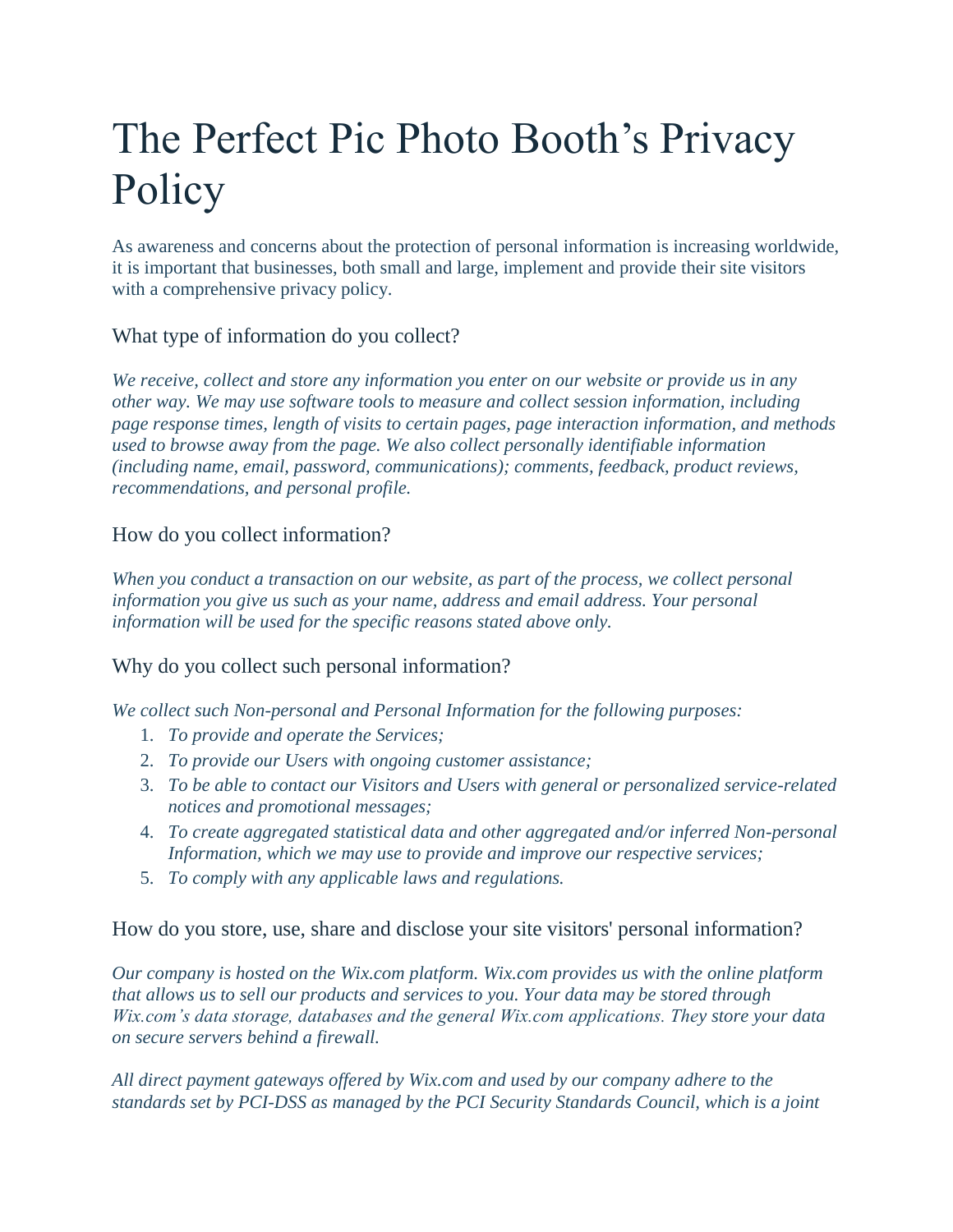# The Perfect Pic Photo Booth's Privacy Policy

As awareness and concerns about the protection of personal information is increasing worldwide, it is important that businesses, both small and large, implement and provide their site visitors with a comprehensive privacy policy.

## What type of information do you collect?

*We receive, collect and store any information you enter on our website or provide us in any other way. We may use software tools to measure and collect session information, including page response times, length of visits to certain pages, page interaction information, and methods used to browse away from the page. We also collect personally identifiable information (including name, email, password, communications); comments, feedback, product reviews, recommendations, and personal profile.*

## How do you collect information?

*When you conduct a transaction on our website, as part of the process, we collect personal information you give us such as your name, address and email address. Your personal information will be used for the specific reasons stated above only.*

## Why do you collect such personal information?

*We collect such Non-personal and Personal Information for the following purposes:*

1. *To provide and operate the Services;*
2. *To provide our Users with ongoing customer assistance;*
3. *To be able to contact our Visitors and Users with general or personalized service-related notices and promotional messages;*
4. *To create aggregated statistical data and other aggregated and/or inferred Non-personal Information, which we may use to provide and improve our respective services;*
5. *To comply with any applicable laws and regulations.*

## How do you store, use, share and disclose your site visitors' personal information?

*Our company is hosted on the Wix.com platform. Wix.com provides us with the online platform that allows us to sell our products and services to you. Your data may be stored through Wix.com's data storage, databases and the general Wix.com applications. They store your data on secure servers behind a firewall.*

*All direct payment gateways offered by Wix.com and used by our company adhere to the standards set by PCI-DSS as managed by the PCI Security Standards Council, which is a joint*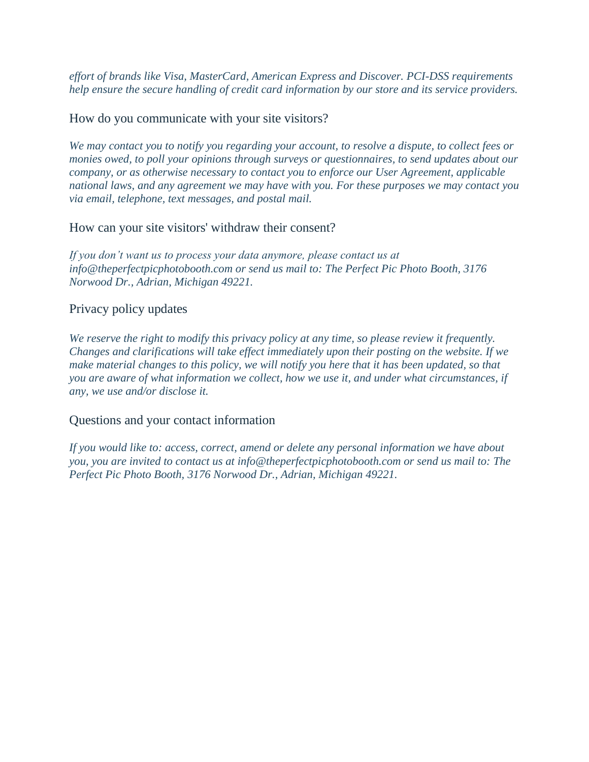*effort of brands like Visa, MasterCard, American Express and Discover. PCI-DSS requirements help ensure the secure handling of credit card information by our store and its service providers.*

## How do you communicate with your site visitors?

*We may contact you to notify you regarding your account, to resolve a dispute, to collect fees or monies owed, to poll your opinions through surveys or questionnaires, to send updates about our company, or as otherwise necessary to contact you to enforce our User Agreement, applicable national laws, and any agreement we may have with you. For these purposes we may contact you via email, telephone, text messages, and postal mail.*

## How can your site visitors' withdraw their consent?

*If you don't want us to process your data anymore, please contact us at info@theperfectpicphotobooth.com or send us mail to: The Perfect Pic Photo Booth, 3176 Norwood Dr., Adrian, Michigan 49221.*

## Privacy policy updates

*We reserve the right to modify this privacy policy at any time, so please review it frequently. Changes and clarifications will take effect immediately upon their posting on the website. If we make material changes to this policy, we will notify you here that it has been updated, so that you are aware of what information we collect, how we use it, and under what circumstances, if any, we use and/or disclose it.*

## Questions and your contact information

*If you would like to: access, correct, amend or delete any personal information we have about you, you are invited to contact us at info@theperfectpicphotobooth.com or send us mail to: The Perfect Pic Photo Booth, 3176 Norwood Dr., Adrian, Michigan 49221.*